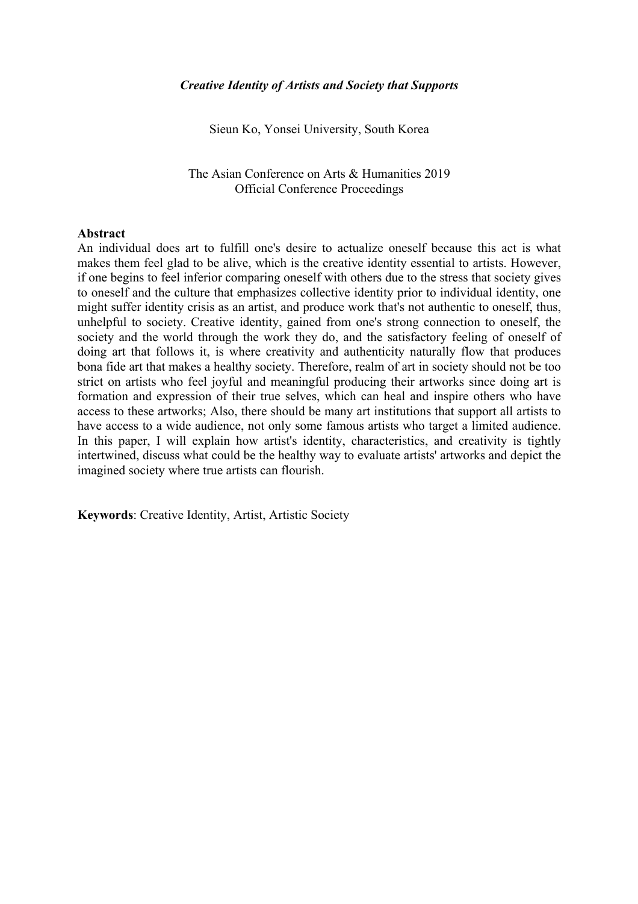# *Creative Identity of Artists and Society that Supports*

Sieun Ko, Yonsei University, South Korea

The Asian Conference on Arts & Humanities 2019
Official Conference Proceedings

## Abstract

An individual does art to fulfill one's desire to actualize oneself because this act is what makes them feel glad to be alive, which is the creative identity essential to artists. However, if one begins to feel inferior comparing oneself with others due to the stress that society gives to oneself and the culture that emphasizes collective identity prior to individual identity, one might suffer identity crisis as an artist, and produce work that's not authentic to oneself, thus, unhelpful to society. Creative identity, gained from one's strong connection to oneself, the society and the world through the work they do, and the satisfactory feeling of oneself of doing art that follows it, is where creativity and authenticity naturally flow that produces bona fide art that makes a healthy society. Therefore, realm of art in society should not be too strict on artists who feel joyful and meaningful producing their artworks since doing art is formation and expression of their true selves, which can heal and inspire others who have access to these artworks; Also, there should be many art institutions that support all artists to have access to a wide audience, not only some famous artists who target a limited audience. In this paper, I will explain how artist's identity, characteristics, and creativity is tightly intertwined, discuss what could be the healthy way to evaluate artists' artworks and depict the imagined society where true artists can flourish.

**Keywords**: Creative Identity, Artist, Artistic Society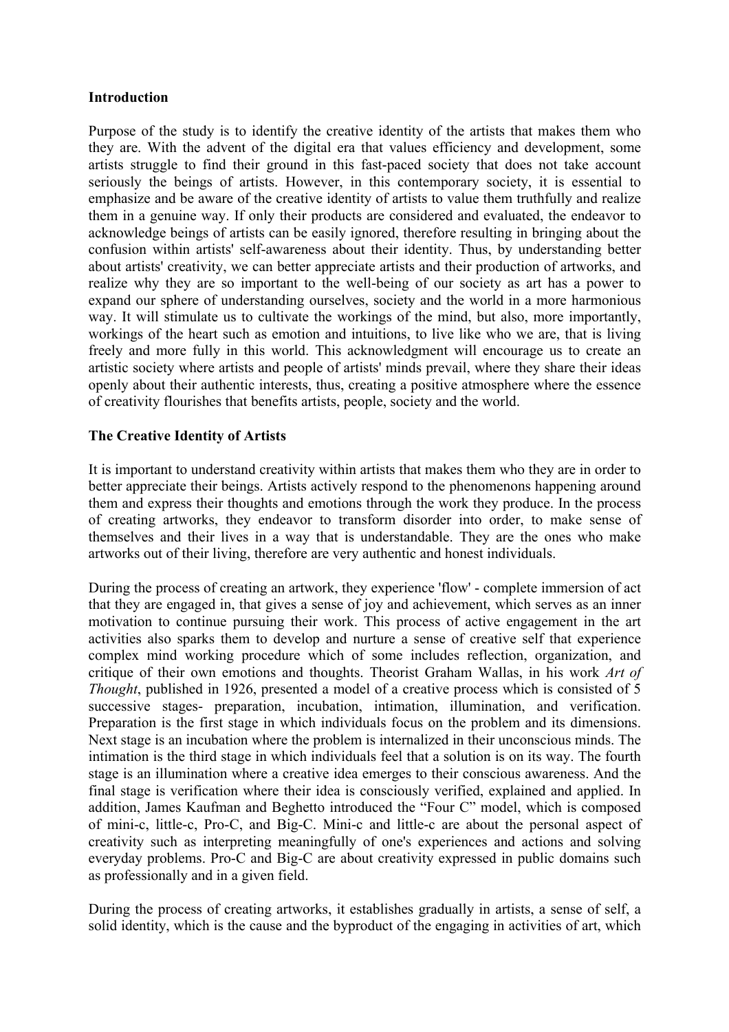**Introduction**

Purpose of the study is to identify the creative identity of the artists that makes them who they are. With the advent of the digital era that values efficiency and development, some artists struggle to find their ground in this fast-paced society that does not take account seriously the beings of artists. However, in this contemporary society, it is essential to emphasize and be aware of the creative identity of artists to value them truthfully and realize them in a genuine way. If only their products are considered and evaluated, the endeavor to acknowledge beings of artists can be easily ignored, therefore resulting in bringing about the confusion within artists' self-awareness about their identity. Thus, by understanding better about artists' creativity, we can better appreciate artists and their production of artworks, and realize why they are so important to the well-being of our society as art has a power to expand our sphere of understanding ourselves, society and the world in a more harmonious way. It will stimulate us to cultivate the workings of the mind, but also, more importantly, workings of the heart such as emotion and intuitions, to live like who we are, that is living freely and more fully in this world. This acknowledgment will encourage us to create an artistic society where artists and people of artists' minds prevail, where they share their ideas openly about their authentic interests, thus, creating a positive atmosphere where the essence of creativity flourishes that benefits artists, people, society and the world.

**The Creative Identity of Artists**

It is important to understand creativity within artists that makes them who they are in order to better appreciate their beings. Artists actively respond to the phenomenons happening around them and express their thoughts and emotions through the work they produce. In the process of creating artworks, they endeavor to transform disorder into order, to make sense of themselves and their lives in a way that is understandable. They are the ones who make artworks out of their living, therefore are very authentic and honest individuals.

During the process of creating an artwork, they experience 'flow' - complete immersion of act that they are engaged in, that gives a sense of joy and achievement, which serves as an inner motivation to continue pursuing their work. This process of active engagement in the art activities also sparks them to develop and nurture a sense of creative self that experience complex mind working procedure which of some includes reflection, organization, and critique of their own emotions and thoughts. Theorist Graham Wallas, in his work *Art of Thought*, published in 1926, presented a model of a creative process which is consisted of 5 successive stages- preparation, incubation, intimation, illumination, and verification. Preparation is the first stage in which individuals focus on the problem and its dimensions. Next stage is an incubation where the problem is internalized in their unconscious minds. The intimation is the third stage in which individuals feel that a solution is on its way. The fourth stage is an illumination where a creative idea emerges to their conscious awareness. And the final stage is verification where their idea is consciously verified, explained and applied. In addition, James Kaufman and Beghetto introduced the "Four C" model, which is composed of mini-c, little-c, Pro-C, and Big-C. Mini-c and little-c are about the personal aspect of creativity such as interpreting meaningfully of one's experiences and actions and solving everyday problems. Pro-C and Big-C are about creativity expressed in public domains such as professionally and in a given field.

During the process of creating artworks, it establishes gradually in artists, a sense of self, a solid identity, which is the cause and the byproduct of the engaging in activities of art, which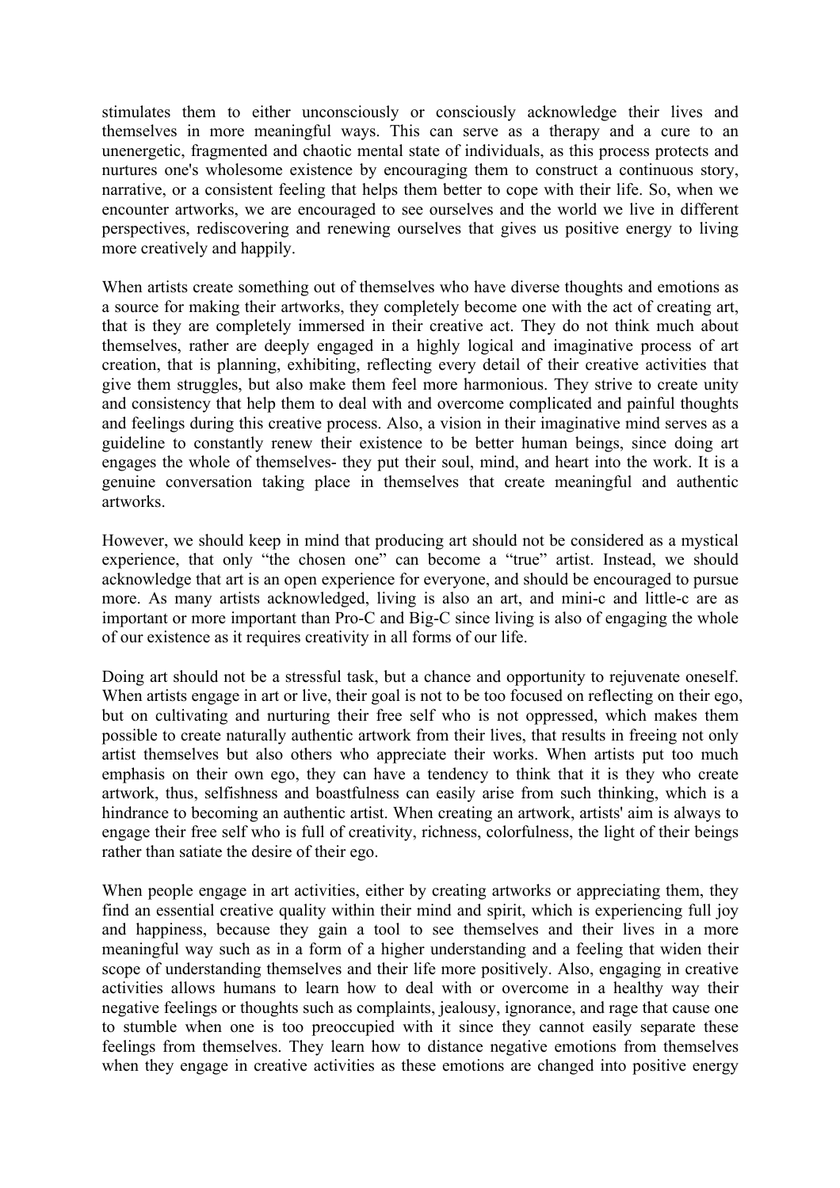stimulates them to either unconsciously or consciously acknowledge their lives and themselves in more meaningful ways. This can serve as a therapy and a cure to an unenergetic, fragmented and chaotic mental state of individuals, as this process protects and nurtures one's wholesome existence by encouraging them to construct a continuous story, narrative, or a consistent feeling that helps them better to cope with their life. So, when we encounter artworks, we are encouraged to see ourselves and the world we live in different perspectives, rediscovering and renewing ourselves that gives us positive energy to living more creatively and happily.

When artists create something out of themselves who have diverse thoughts and emotions as a source for making their artworks, they completely become one with the act of creating art, that is they are completely immersed in their creative act. They do not think much about themselves, rather are deeply engaged in a highly logical and imaginative process of art creation, that is planning, exhibiting, reflecting every detail of their creative activities that give them struggles, but also make them feel more harmonious. They strive to create unity and consistency that help them to deal with and overcome complicated and painful thoughts and feelings during this creative process. Also, a vision in their imaginative mind serves as a guideline to constantly renew their existence to be better human beings, since doing art engages the whole of themselves- they put their soul, mind, and heart into the work. It is a genuine conversation taking place in themselves that create meaningful and authentic artworks.

However, we should keep in mind that producing art should not be considered as a mystical experience, that only "the chosen one" can become a "true" artist. Instead, we should acknowledge that art is an open experience for everyone, and should be encouraged to pursue more. As many artists acknowledged, living is also an art, and mini-c and little-c are as important or more important than Pro-C and Big-C since living is also of engaging the whole of our existence as it requires creativity in all forms of our life.

Doing art should not be a stressful task, but a chance and opportunity to rejuvenate oneself. When artists engage in art or live, their goal is not to be too focused on reflecting on their ego, but on cultivating and nurturing their free self who is not oppressed, which makes them possible to create naturally authentic artwork from their lives, that results in freeing not only artist themselves but also others who appreciate their works. When artists put too much emphasis on their own ego, they can have a tendency to think that it is they who create artwork, thus, selfishness and boastfulness can easily arise from such thinking, which is a hindrance to becoming an authentic artist. When creating an artwork, artists' aim is always to engage their free self who is full of creativity, richness, colorfulness, the light of their beings rather than satiate the desire of their ego.

When people engage in art activities, either by creating artworks or appreciating them, they find an essential creative quality within their mind and spirit, which is experiencing full joy and happiness, because they gain a tool to see themselves and their lives in a more meaningful way such as in a form of a higher understanding and a feeling that widen their scope of understanding themselves and their life more positively. Also, engaging in creative activities allows humans to learn how to deal with or overcome in a healthy way their negative feelings or thoughts such as complaints, jealousy, ignorance, and rage that cause one to stumble when one is too preoccupied with it since they cannot easily separate these feelings from themselves. They learn how to distance negative emotions from themselves when they engage in creative activities as these emotions are changed into positive energy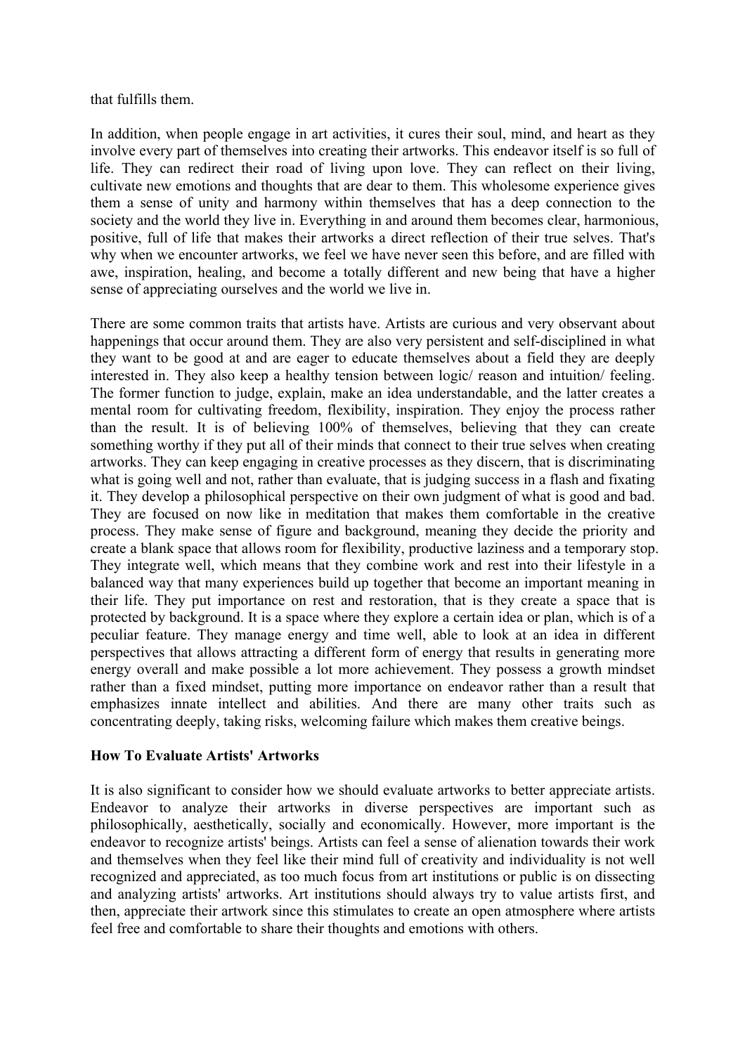that fulfills them.

In addition, when people engage in art activities, it cures their soul, mind, and heart as they involve every part of themselves into creating their artworks. This endeavor itself is so full of life. They can redirect their road of living upon love. They can reflect on their living, cultivate new emotions and thoughts that are dear to them. This wholesome experience gives them a sense of unity and harmony within themselves that has a deep connection to the society and the world they live in. Everything in and around them becomes clear, harmonious, positive, full of life that makes their artworks a direct reflection of their true selves. That's why when we encounter artworks, we feel we have never seen this before, and are filled with awe, inspiration, healing, and become a totally different and new being that have a higher sense of appreciating ourselves and the world we live in.

There are some common traits that artists have. Artists are curious and very observant about happenings that occur around them. They are also very persistent and self-disciplined in what they want to be good at and are eager to educate themselves about a field they are deeply interested in. They also keep a healthy tension between logic/ reason and intuition/ feeling. The former function to judge, explain, make an idea understandable, and the latter creates a mental room for cultivating freedom, flexibility, inspiration. They enjoy the process rather than the result. It is of believing 100% of themselves, believing that they can create something worthy if they put all of their minds that connect to their true selves when creating artworks. They can keep engaging in creative processes as they discern, that is discriminating what is going well and not, rather than evaluate, that is judging success in a flash and fixating it. They develop a philosophical perspective on their own judgment of what is good and bad. They are focused on now like in meditation that makes them comfortable in the creative process. They make sense of figure and background, meaning they decide the priority and create a blank space that allows room for flexibility, productive laziness and a temporary stop. They integrate well, which means that they combine work and rest into their lifestyle in a balanced way that many experiences build up together that become an important meaning in their life. They put importance on rest and restoration, that is they create a space that is protected by background. It is a space where they explore a certain idea or plan, which is of a peculiar feature. They manage energy and time well, able to look at an idea in different perspectives that allows attracting a different form of energy that results in generating more energy overall and make possible a lot more achievement. They possess a growth mindset rather than a fixed mindset, putting more importance on endeavor rather than a result that emphasizes innate intellect and abilities. And there are many other traits such as concentrating deeply, taking risks, welcoming failure which makes them creative beings.

**How To Evaluate Artists' Artworks**

It is also significant to consider how we should evaluate artworks to better appreciate artists. Endeavor to analyze their artworks in diverse perspectives are important such as philosophically, aesthetically, socially and economically. However, more important is the endeavor to recognize artists' beings. Artists can feel a sense of alienation towards their work and themselves when they feel like their mind full of creativity and individuality is not well recognized and appreciated, as too much focus from art institutions or public is on dissecting and analyzing artists' artworks. Art institutions should always try to value artists first, and then, appreciate their artwork since this stimulates to create an open atmosphere where artists feel free and comfortable to share their thoughts and emotions with others.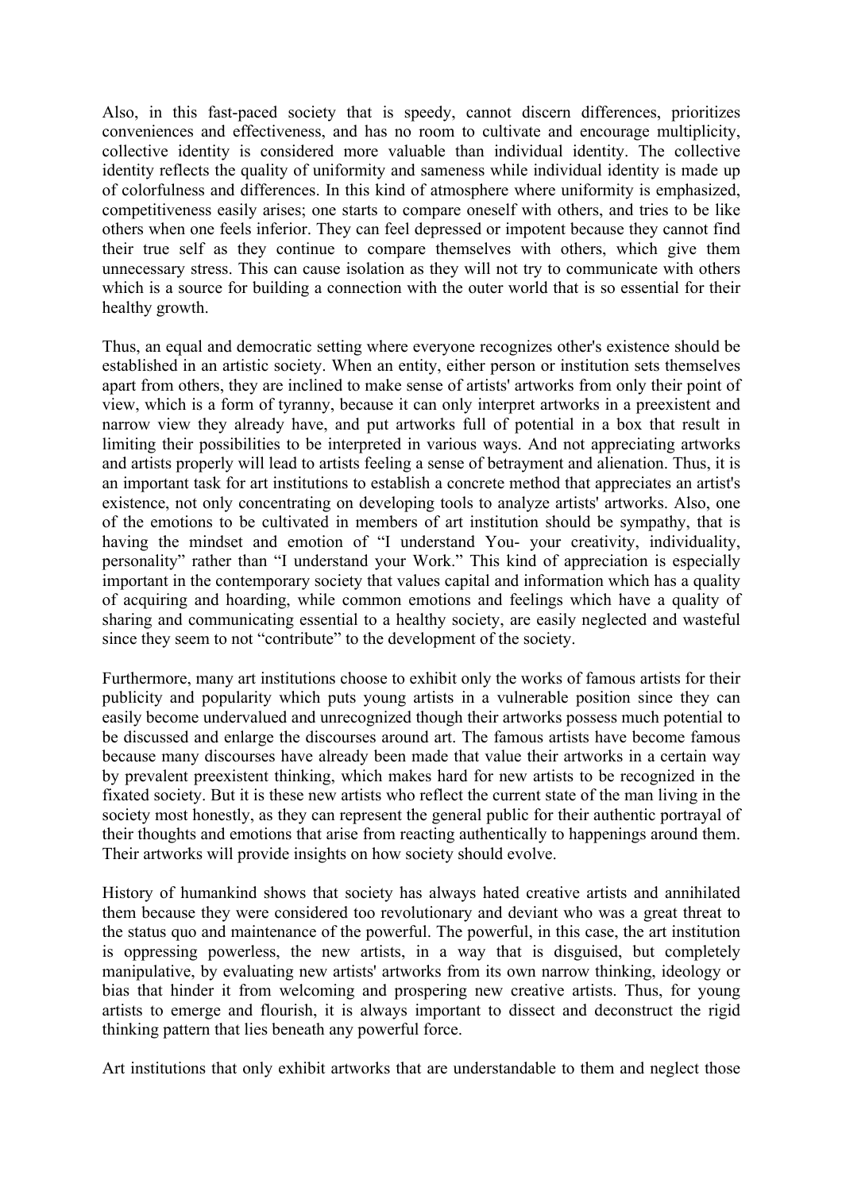Also, in this fast-paced society that is speedy, cannot discern differences, prioritizes conveniences and effectiveness, and has no room to cultivate and encourage multiplicity, collective identity is considered more valuable than individual identity. The collective identity reflects the quality of uniformity and sameness while individual identity is made up of colorfulness and differences. In this kind of atmosphere where uniformity is emphasized, competitiveness easily arises; one starts to compare oneself with others, and tries to be like others when one feels inferior. They can feel depressed or impotent because they cannot find their true self as they continue to compare themselves with others, which give them unnecessary stress. This can cause isolation as they will not try to communicate with others which is a source for building a connection with the outer world that is so essential for their healthy growth.

Thus, an equal and democratic setting where everyone recognizes other's existence should be established in an artistic society. When an entity, either person or institution sets themselves apart from others, they are inclined to make sense of artists' artworks from only their point of view, which is a form of tyranny, because it can only interpret artworks in a preexistent and narrow view they already have, and put artworks full of potential in a box that result in limiting their possibilities to be interpreted in various ways. And not appreciating artworks and artists properly will lead to artists feeling a sense of betrayment and alienation. Thus, it is an important task for art institutions to establish a concrete method that appreciates an artist's existence, not only concentrating on developing tools to analyze artists' artworks. Also, one of the emotions to be cultivated in members of art institution should be sympathy, that is having the mindset and emotion of "I understand You- your creativity, individuality, personality" rather than "I understand your Work." This kind of appreciation is especially important in the contemporary society that values capital and information which has a quality of acquiring and hoarding, while common emotions and feelings which have a quality of sharing and communicating essential to a healthy society, are easily neglected and wasteful since they seem to not "contribute" to the development of the society.

Furthermore, many art institutions choose to exhibit only the works of famous artists for their publicity and popularity which puts young artists in a vulnerable position since they can easily become undervalued and unrecognized though their artworks possess much potential to be discussed and enlarge the discourses around art. The famous artists have become famous because many discourses have already been made that value their artworks in a certain way by prevalent preexistent thinking, which makes hard for new artists to be recognized in the fixated society. But it is these new artists who reflect the current state of the man living in the society most honestly, as they can represent the general public for their authentic portrayal of their thoughts and emotions that arise from reacting authentically to happenings around them. Their artworks will provide insights on how society should evolve.

History of humankind shows that society has always hated creative artists and annihilated them because they were considered too revolutionary and deviant who was a great threat to the status quo and maintenance of the powerful. The powerful, in this case, the art institution is oppressing powerless, the new artists, in a way that is disguised, but completely manipulative, by evaluating new artists' artworks from its own narrow thinking, ideology or bias that hinder it from welcoming and prospering new creative artists. Thus, for young artists to emerge and flourish, it is always important to dissect and deconstruct the rigid thinking pattern that lies beneath any powerful force.

Art institutions that only exhibit artworks that are understandable to them and neglect those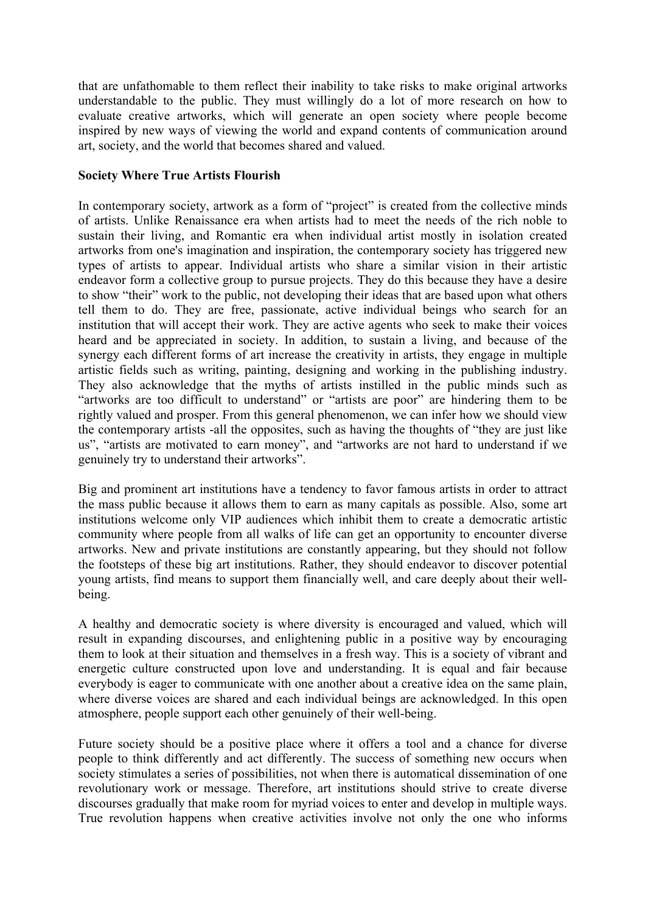that are unfathomable to them reflect their inability to take risks to make original artworks understandable to the public. They must willingly do a lot of more research on how to evaluate creative artworks, which will generate an open society where people become inspired by new ways of viewing the world and expand contents of communication around art, society, and the world that becomes shared and valued.

**Society Where True Artists Flourish**

In contemporary society, artwork as a form of "project" is created from the collective minds of artists. Unlike Renaissance era when artists had to meet the needs of the rich noble to sustain their living, and Romantic era when individual artist mostly in isolation created artworks from one's imagination and inspiration, the contemporary society has triggered new types of artists to appear. Individual artists who share a similar vision in their artistic endeavor form a collective group to pursue projects. They do this because they have a desire to show "their" work to the public, not developing their ideas that are based upon what others tell them to do. They are free, passionate, active individual beings who search for an institution that will accept their work. They are active agents who seek to make their voices heard and be appreciated in society. In addition, to sustain a living, and because of the synergy each different forms of art increase the creativity in artists, they engage in multiple artistic fields such as writing, painting, designing and working in the publishing industry. They also acknowledge that the myths of artists instilled in the public minds such as "artworks are too difficult to understand" or "artists are poor" are hindering them to be rightly valued and prosper. From this general phenomenon, we can infer how we should view the contemporary artists -all the opposites, such as having the thoughts of "they are just like us", "artists are motivated to earn money", and "artworks are not hard to understand if we genuinely try to understand their artworks".

Big and prominent art institutions have a tendency to favor famous artists in order to attract the mass public because it allows them to earn as many capitals as possible. Also, some art institutions welcome only VIP audiences which inhibit them to create a democratic artistic community where people from all walks of life can get an opportunity to encounter diverse artworks. New and private institutions are constantly appearing, but they should not follow the footsteps of these big art institutions. Rather, they should endeavor to discover potential young artists, find means to support them financially well, and care deeply about their well-being.

A healthy and democratic society is where diversity is encouraged and valued, which will result in expanding discourses, and enlightening public in a positive way by encouraging them to look at their situation and themselves in a fresh way. This is a society of vibrant and energetic culture constructed upon love and understanding. It is equal and fair because everybody is eager to communicate with one another about a creative idea on the same plain, where diverse voices are shared and each individual beings are acknowledged. In this open atmosphere, people support each other genuinely of their well-being.

Future society should be a positive place where it offers a tool and a chance for diverse people to think differently and act differently. The success of something new occurs when society stimulates a series of possibilities, not when there is automatical dissemination of one revolutionary work or message. Therefore, art institutions should strive to create diverse discourses gradually that make room for myriad voices to enter and develop in multiple ways. True revolution happens when creative activities involve not only the one who informs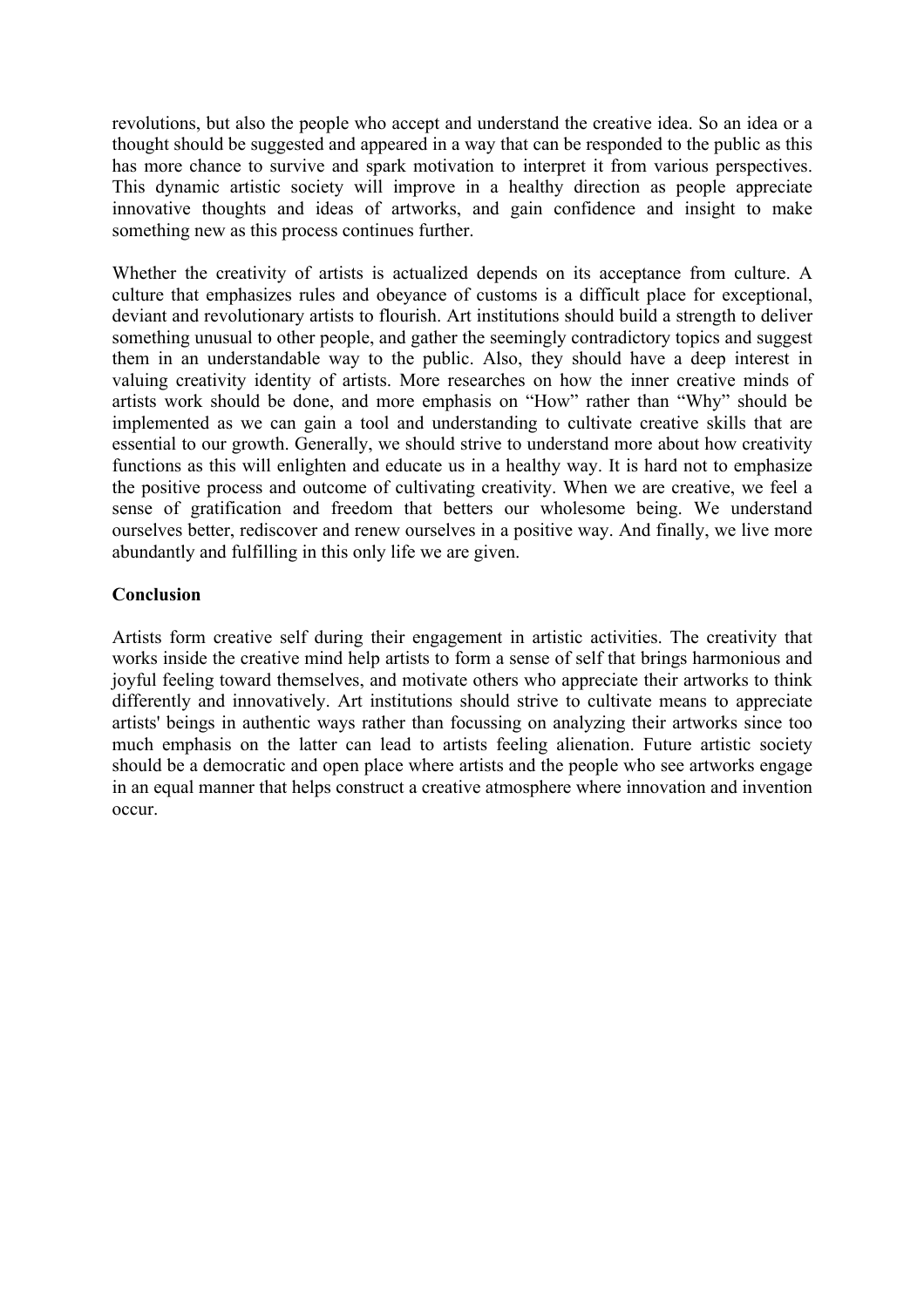revolutions, but also the people who accept and understand the creative idea. So an idea or a thought should be suggested and appeared in a way that can be responded to the public as this has more chance to survive and spark motivation to interpret it from various perspectives. This dynamic artistic society will improve in a healthy direction as people appreciate innovative thoughts and ideas of artworks, and gain confidence and insight to make something new as this process continues further.

Whether the creativity of artists is actualized depends on its acceptance from culture. A culture that emphasizes rules and obeyance of customs is a difficult place for exceptional, deviant and revolutionary artists to flourish. Art institutions should build a strength to deliver something unusual to other people, and gather the seemingly contradictory topics and suggest them in an understandable way to the public. Also, they should have a deep interest in valuing creativity identity of artists. More researches on how the inner creative minds of artists work should be done, and more emphasis on "How" rather than "Why" should be implemented as we can gain a tool and understanding to cultivate creative skills that are essential to our growth. Generally, we should strive to understand more about how creativity functions as this will enlighten and educate us in a healthy way. It is hard not to emphasize the positive process and outcome of cultivating creativity. When we are creative, we feel a sense of gratification and freedom that betters our wholesome being. We understand ourselves better, rediscover and renew ourselves in a positive way. And finally, we live more abundantly and fulfilling in this only life we are given.

**Conclusion**

Artists form creative self during their engagement in artistic activities. The creativity that works inside the creative mind help artists to form a sense of self that brings harmonious and joyful feeling toward themselves, and motivate others who appreciate their artworks to think differently and innovatively. Art institutions should strive to cultivate means to appreciate artists' beings in authentic ways rather than focussing on analyzing their artworks since too much emphasis on the latter can lead to artists feeling alienation. Future artistic society should be a democratic and open place where artists and the people who see artworks engage in an equal manner that helps construct a creative atmosphere where innovation and invention occur.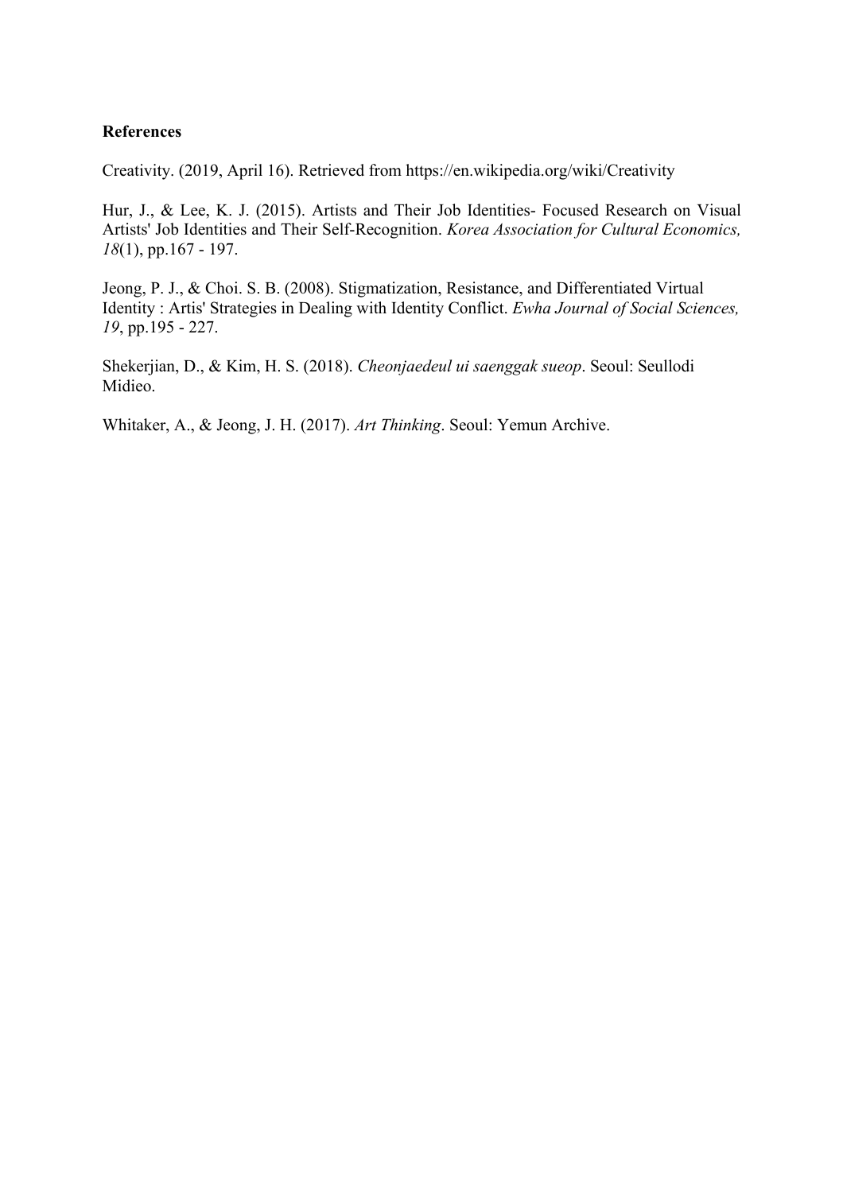**References**

Creativity. (2019, April 16). Retrieved from https://en.wikipedia.org/wiki/Creativity

Hur, J., & Lee, K. J. (2015). Artists and Their Job Identities- Focused Research on Visual Artists' Job Identities and Their Self-Recognition. *Korea Association for Cultural Economics, 18*(1), pp.167 - 197.

Jeong, P. J., & Choi. S. B. (2008). Stigmatization, Resistance, and Differentiated Virtual Identity : Artis' Strategies in Dealing with Identity Conflict. *Ewha Journal of Social Sciences, 19*, pp.195 - 227.

Shekerjian, D., & Kim, H. S. (2018). *Cheonjaedeul ui saenggak sueop*. Seoul: Seullodi Midieo.

Whitaker, A., & Jeong, J. H. (2017). *Art Thinking*. Seoul: Yemun Archive.